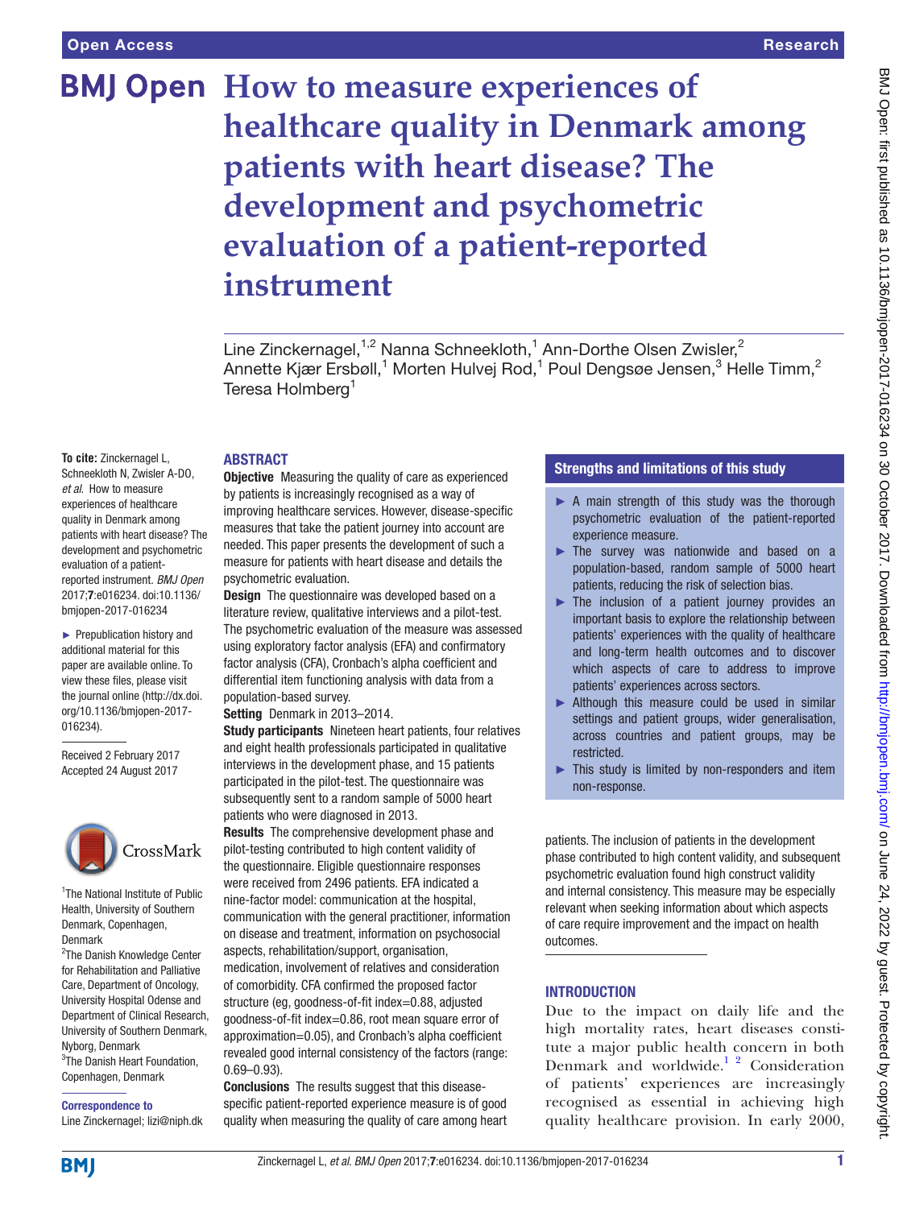Open Access | Research

# How to measure experiences of healthcare quality in Denmark among patients with heart disease? The development and psychometric evaluation of a patient-reported instrument

Line Zinckernagel,[1,2] Nanna Schneekloth,[1] Ann-Dorthe Olsen Zwisler,[2] Annette Kjær Ersbøll,[1] Morten Hulvej Rod,[1] Poul Dengsøe Jensen,[3] Helle Timm,[2] Teresa Holmberg[1]

**To cite:** Zinckernagel L, Schneekloth N, Zwisler A-DO, *et al*. How to measure experiences of healthcare quality in Denmark among patients with heart disease? The development and psychometric evaluation of a patient-reported instrument. *BMJ Open* 2017;**7**:e016234. doi:10.1136/bmjopen-2017-016234

► Prepublication history and additional material for this paper are available online. To view these files, please visit the journal online (http://dx.doi.org/10.1136/bmjopen-2017-016234).

Received 2 February 2017
Accepted 24 August 2017

[1]The National Institute of Public Health, University of Southern Denmark, Copenhagen, Denmark
[2]The Danish Knowledge Center for Rehabilitation and Palliative Care, Department of Oncology, University Hospital Odense and Department of Clinical Research, University of Southern Denmark, Nyborg, Denmark
[3]The Danish Heart Foundation, Copenhagen, Denmark

**Correspondence to**
Line Zinckernagel; lizi@niph.dk

## ABSTRACT

**Objective** Measuring the quality of care as experienced by patients is increasingly recognised as a way of improving healthcare services. However, disease-specific measures that take the patient journey into account are needed. This paper presents the development of such a measure for patients with heart disease and details the psychometric evaluation.

**Design** The questionnaire was developed based on a literature review, qualitative interviews and a pilot-test. The psychometric evaluation of the measure was assessed using exploratory factor analysis (EFA) and confirmatory factor analysis (CFA), Cronbach's alpha coefficient and differential item functioning analysis with data from a population-based survey.

**Setting** Denmark in 2013–2014.

**Study participants** Nineteen heart patients, four relatives and eight health professionals participated in qualitative interviews in the development phase, and 15 patients participated in the pilot-test. The questionnaire was subsequently sent to a random sample of 5000 heart patients who were diagnosed in 2013.

**Results** The comprehensive development phase and pilot-testing contributed to high content validity of the questionnaire. Eligible questionnaire responses were received from 2496 patients. EFA indicated a nine-factor model: communication at the hospital, communication with the general practitioner, information on disease and treatment, information on psychosocial aspects, rehabilitation/support, organisation, medication, involvement of relatives and consideration of comorbidity. CFA confirmed the proposed factor structure (eg, goodness-of-fit index=0.88, adjusted goodness-of-fit index=0.86, root mean square error of approximation=0.05), and Cronbach's alpha coefficient revealed good internal consistency of the factors (range: 0.69–0.93).

**Conclusions** The results suggest that this disease-specific patient-reported experience measure is of good quality when measuring the quality of care among heart patients. The inclusion of patients in the development phase contributed to high content validity, and subsequent psychometric evaluation found high construct validity and internal consistency. This measure may be especially relevant when seeking information about which aspects of care require improvement and the impact on health outcomes.

### Strengths and limitations of this study

- ► A main strength of this study was the thorough psychometric evaluation of the patient-reported experience measure.
- ► The survey was nationwide and based on a population-based, random sample of 5000 heart patients, reducing the risk of selection bias.
- ► The inclusion of a patient journey provides an important basis to explore the relationship between patients' experiences with the quality of healthcare and long-term health outcomes and to discover which aspects of care to address to improve patients' experiences across sectors.
- ► Although this measure could be used in similar settings and patient groups, wider generalisation, across countries and patient groups, may be restricted.
- ► This study is limited by non-responders and item non-response.

## INTRODUCTION

Due to the impact on daily life and the high mortality rates, heart diseases constitute a major public health concern in both Denmark and worldwide.[1 2] Consideration of patients' experiences are increasingly recognised as essential in achieving high quality healthcare provision. In early 2000,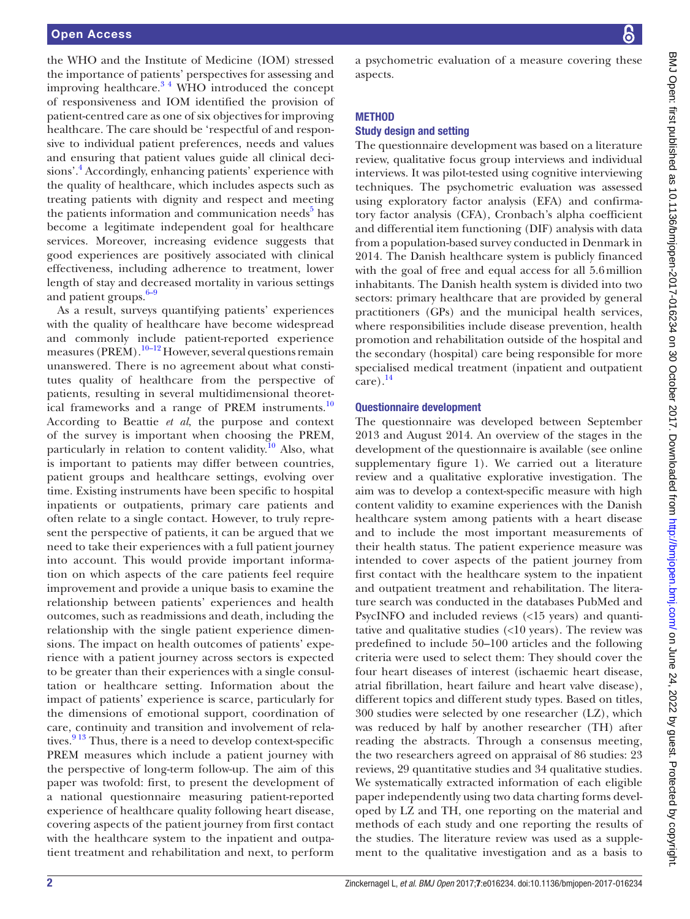the WHO and the Institute of Medicine (IOM) stressed the importance of patients' perspectives for assessing and improving healthcare.[3 4] WHO introduced the concept of responsiveness and IOM identified the provision of patient-centred care as one of six objectives for improving healthcare. The care should be 'respectful of and responsive to individual patient preferences, needs and values and ensuring that patient values guide all clinical decisions'.[4] Accordingly, enhancing patients' experience with the quality of healthcare, which includes aspects such as treating patients with dignity and respect and meeting the patients information and communication needs[5] has become a legitimate independent goal for healthcare services. Moreover, increasing evidence suggests that good experiences are positively associated with clinical effectiveness, including adherence to treatment, lower length of stay and decreased mortality in various settings and patient groups.[6–9]

As a result, surveys quantifying patients' experiences with the quality of healthcare have become widespread and commonly include patient-reported experience measures (PREM).[10–12] However, several questions remain unanswered. There is no agreement about what constitutes quality of healthcare from the perspective of patients, resulting in several multidimensional theoretical frameworks and a range of PREM instruments.[10] According to Beattie *et al*, the purpose and context of the survey is important when choosing the PREM, particularly in relation to content validity.[10] Also, what is important to patients may differ between countries, patient groups and healthcare settings, evolving over time. Existing instruments have been specific to hospital inpatients or outpatients, primary care patients and often relate to a single contact. However, to truly represent the perspective of patients, it can be argued that we need to take their experiences with a full patient journey into account. This would provide important information on which aspects of the care patients feel require improvement and provide a unique basis to examine the relationship between patients' experiences and health outcomes, such as readmissions and death, including the relationship with the single patient experience dimensions. The impact on health outcomes of patients' experience with a patient journey across sectors is expected to be greater than their experiences with a single consultation or healthcare setting. Information about the impact of patients' experience is scarce, particularly for the dimensions of emotional support, coordination of care, continuity and transition and involvement of relatives.[9 13] Thus, there is a need to develop context-specific PREM measures which include a patient journey with the perspective of long-term follow-up. The aim of this paper was twofold: first, to present the development of a national questionnaire measuring patient-reported experience of healthcare quality following heart disease, covering aspects of the patient journey from first contact with the healthcare system to the inpatient and outpatient treatment and rehabilitation and next, to perform a psychometric evaluation of a measure covering these aspects.

## METHOD

### Study design and setting

The questionnaire development was based on a literature review, qualitative focus group interviews and individual interviews. It was pilot-tested using cognitive interviewing techniques. The psychometric evaluation was assessed using exploratory factor analysis (EFA) and confirmatory factor analysis (CFA), Cronbach's alpha coefficient and differential item functioning (DIF) analysis with data from a population-based survey conducted in Denmark in 2014. The Danish healthcare system is publicly financed with the goal of free and equal access for all 5.6 million inhabitants. The Danish health system is divided into two sectors: primary healthcare that are provided by general practitioners (GPs) and the municipal health services, where responsibilities include disease prevention, health promotion and rehabilitation outside of the hospital and the secondary (hospital) care being responsible for more specialised medical treatment (inpatient and outpatient care).[14]

### Questionnaire development

The questionnaire was developed between September 2013 and August 2014. An overview of the stages in the development of the questionnaire is available (see online supplementary figure 1). We carried out a literature review and a qualitative explorative investigation. The aim was to develop a context-specific measure with high content validity to examine experiences with the Danish healthcare system among patients with a heart disease and to include the most important measurements of their health status. The patient experience measure was intended to cover aspects of the patient journey from first contact with the healthcare system to the inpatient and outpatient treatment and rehabilitation. The literature search was conducted in the databases PubMed and PsycINFO and included reviews (<15 years) and quantitative and qualitative studies (<10 years). The review was predefined to include 50–100 articles and the following criteria were used to select them: They should cover the four heart diseases of interest (ischaemic heart disease, atrial fibrillation, heart failure and heart valve disease), different topics and different study types. Based on titles, 300 studies were selected by one researcher (LZ), which was reduced by half by another researcher (TH) after reading the abstracts. Through a consensus meeting, the two researchers agreed on appraisal of 86 studies: 23 reviews, 29 quantitative studies and 34 qualitative studies. We systematically extracted information of each eligible paper independently using two data charting forms developed by LZ and TH, one reporting on the material and methods of each study and one reporting the results of the studies. The literature review was used as a supplement to the qualitative investigation and as a basis to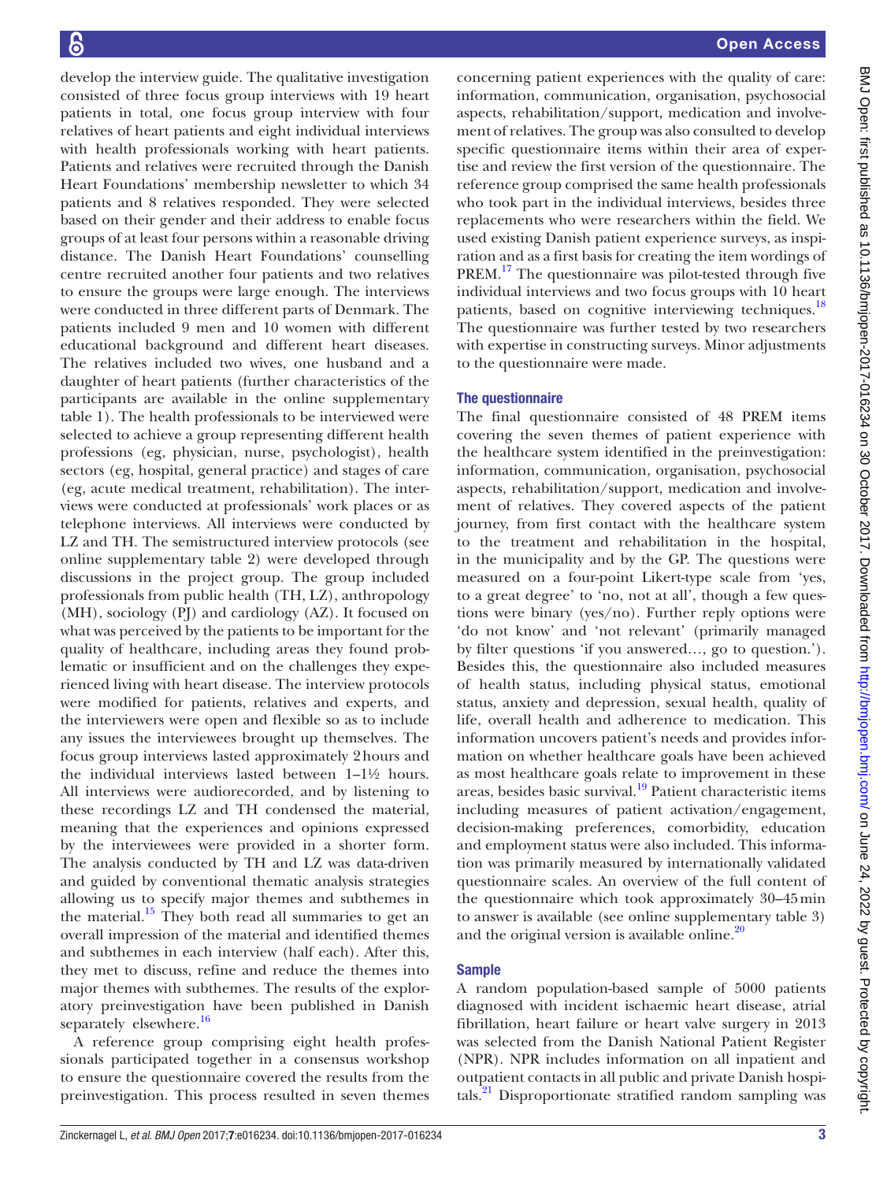develop the interview guide. The qualitative investigation consisted of three focus group interviews with 19 heart patients in total, one focus group interview with four relatives of heart patients and eight individual interviews with health professionals working with heart patients. Patients and relatives were recruited through the Danish Heart Foundations' membership newsletter to which 34 patients and 8 relatives responded. They were selected based on their gender and their address to enable focus groups of at least four persons within a reasonable driving distance. The Danish Heart Foundations' counselling centre recruited another four patients and two relatives to ensure the groups were large enough. The interviews were conducted in three different parts of Denmark. The patients included 9 men and 10 women with different educational background and different heart diseases. The relatives included two wives, one husband and a daughter of heart patients (further characteristics of the participants are available in the online supplementary table 1). The health professionals to be interviewed were selected to achieve a group representing different health professions (eg, physician, nurse, psychologist), health sectors (eg, hospital, general practice) and stages of care (eg, acute medical treatment, rehabilitation). The interviews were conducted at professionals' work places or as telephone interviews. All interviews were conducted by LZ and TH. The semistructured interview protocols (see online supplementary table 2) were developed through discussions in the project group. The group included professionals from public health (TH, LZ), anthropology (MH), sociology (PJ) and cardiology (AZ). It focused on what was perceived by the patients to be important for the quality of healthcare, including areas they found problematic or insufficient and on the challenges they experienced living with heart disease. The interview protocols were modified for patients, relatives and experts, and the interviewers were open and flexible so as to include any issues the interviewees brought up themselves. The focus group interviews lasted approximately 2 hours and the individual interviews lasted between 1–1½ hours. All interviews were audiorecorded, and by listening to these recordings LZ and TH condensed the material, meaning that the experiences and opinions expressed by the interviewees were provided in a shorter form. The analysis conducted by TH and LZ was data-driven and guided by conventional thematic analysis strategies allowing us to specify major themes and subthemes in the material.[15] They both read all summaries to get an overall impression of the material and identified themes and subthemes in each interview (half each). After this, they met to discuss, refine and reduce the themes into major themes with subthemes. The results of the exploratory preinvestigation have been published in Danish separately elsewhere.[16]

A reference group comprising eight health professionals participated together in a consensus workshop to ensure the questionnaire covered the results from the preinvestigation. This process resulted in seven themes concerning patient experiences with the quality of care: information, communication, organisation, psychosocial aspects, rehabilitation/support, medication and involvement of relatives. The group was also consulted to develop specific questionnaire items within their area of expertise and review the first version of the questionnaire. The reference group comprised the same health professionals who took part in the individual interviews, besides three replacements who were researchers within the field. We used existing Danish patient experience surveys, as inspiration and as a first basis for creating the item wordings of PREM.[17] The questionnaire was pilot-tested through five individual interviews and two focus groups with 10 heart patients, based on cognitive interviewing techniques.[18] The questionnaire was further tested by two researchers with expertise in constructing surveys. Minor adjustments to the questionnaire were made.

### The questionnaire

The final questionnaire consisted of 48 PREM items covering the seven themes of patient experience with the healthcare system identified in the preinvestigation: information, communication, organisation, psychosocial aspects, rehabilitation/support, medication and involvement of relatives. They covered aspects of the patient journey, from first contact with the healthcare system to the treatment and rehabilitation in the hospital, in the municipality and by the GP. The questions were measured on a four-point Likert-type scale from 'yes, to a great degree' to 'no, not at all', though a few questions were binary (yes/no). Further reply options were 'do not know' and 'not relevant' (primarily managed by filter questions 'if you answered…, go to question.'). Besides this, the questionnaire also included measures of health status, including physical status, emotional status, anxiety and depression, sexual health, quality of life, overall health and adherence to medication. This information uncovers patient's needs and provides information on whether healthcare goals have been achieved as most healthcare goals relate to improvement in these areas, besides basic survival.[19] Patient characteristic items including measures of patient activation/engagement, decision-making preferences, comorbidity, education and employment status were also included. This information was primarily measured by internationally validated questionnaire scales. An overview of the full content of the questionnaire which took approximately 30–45 min to answer is available (see online supplementary table 3) and the original version is available online.[20]

### Sample

A random population-based sample of 5000 patients diagnosed with incident ischaemic heart disease, atrial fibrillation, heart failure or heart valve surgery in 2013 was selected from the Danish National Patient Register (NPR). NPR includes information on all inpatient and outpatient contacts in all public and private Danish hospitals.[21] Disproportionate stratified random sampling was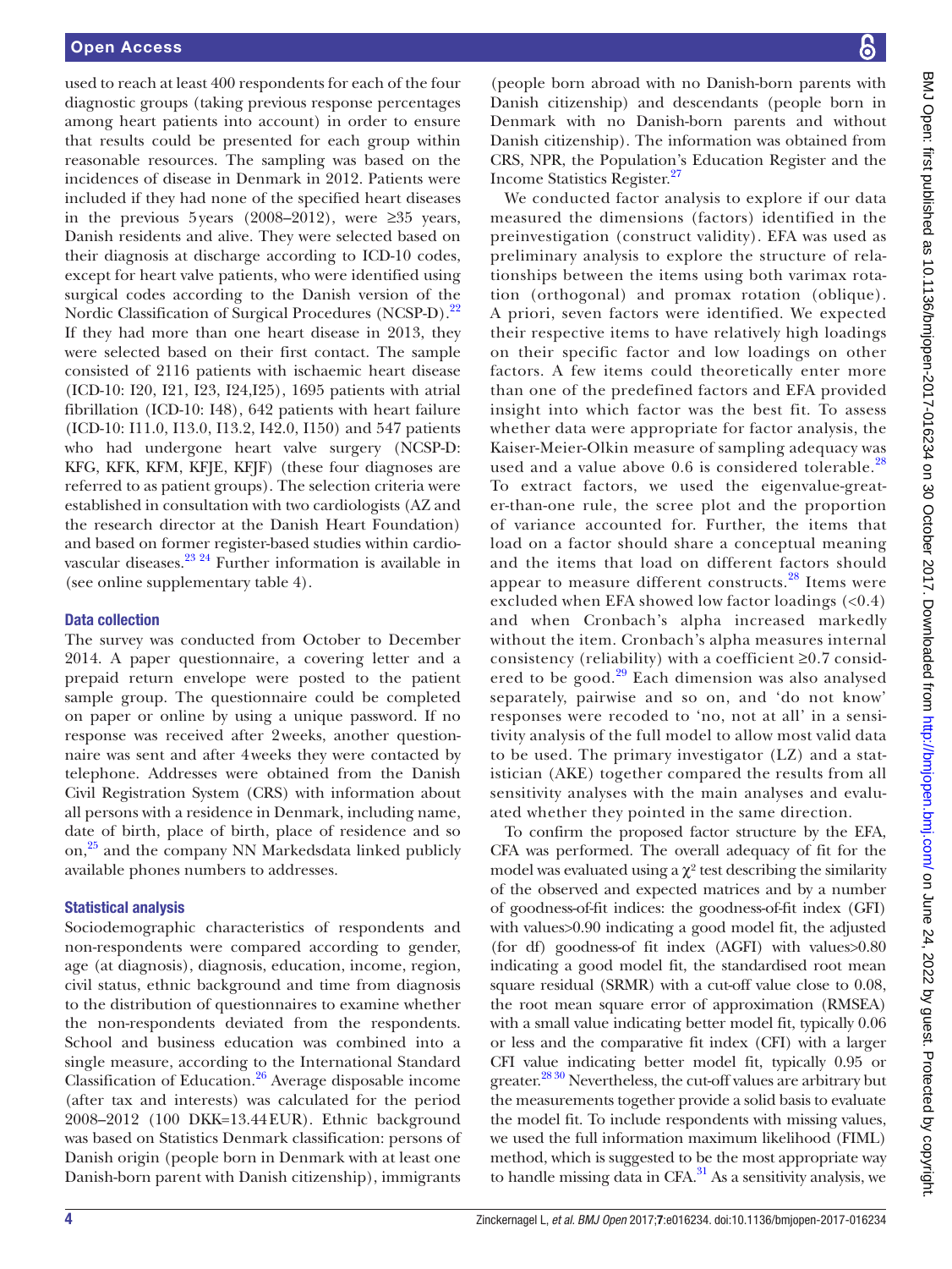used to reach at least 400 respondents for each of the four diagnostic groups (taking previous response percentages among heart patients into account) in order to ensure that results could be presented for each group within reasonable resources. The sampling was based on the incidences of disease in Denmark in 2012. Patients were included if they had none of the specified heart diseases in the previous 5 years (2008–2012), were ≥35 years, Danish residents and alive. They were selected based on their diagnosis at discharge according to ICD-10 codes, except for heart valve patients, who were identified using surgical codes according to the Danish version of the Nordic Classification of Surgical Procedures (NCSP-D).[22] If they had more than one heart disease in 2013, they were selected based on their first contact. The sample consisted of 2116 patients with ischaemic heart disease (ICD-10: I20, I21, I23, I24,I25), 1695 patients with atrial fibrillation (ICD-10: I48), 642 patients with heart failure (ICD-10: I11.0, I13.0, I13.2, I42.0, I150) and 547 patients who had undergone heart valve surgery (NCSP-D: KFG, KFK, KFM, KFJE, KFJF) (these four diagnoses are referred to as patient groups). The selection criteria were established in consultation with two cardiologists (AZ and the research director at the Danish Heart Foundation) and based on former register-based studies within cardiovascular diseases.[23 24] Further information is available in (see online supplementary table 4).

### Data collection

The survey was conducted from October to December 2014. A paper questionnaire, a covering letter and a prepaid return envelope were posted to the patient sample group. The questionnaire could be completed on paper or online by using a unique password. If no response was received after 2 weeks, another questionnaire was sent and after 4 weeks they were contacted by telephone. Addresses were obtained from the Danish Civil Registration System (CRS) with information about all persons with a residence in Denmark, including name, date of birth, place of birth, place of residence and so on,[25] and the company NN Markedsdata linked publicly available phones numbers to addresses.

### Statistical analysis

Sociodemographic characteristics of respondents and non-respondents were compared according to gender, age (at diagnosis), diagnosis, education, income, region, civil status, ethnic background and time from diagnosis to the distribution of questionnaires to examine whether the non-respondents deviated from the respondents. School and business education was combined into a single measure, according to the International Standard Classification of Education.[26] Average disposable income (after tax and interests) was calculated for the period 2008–2012 (100 DKK=13.44 EUR). Ethnic background was based on Statistics Denmark classification: persons of Danish origin (people born in Denmark with at least one Danish-born parent with Danish citizenship), immigrants (people born abroad with no Danish-born parents with Danish citizenship) and descendants (people born in Denmark with no Danish-born parents and without Danish citizenship). The information was obtained from CRS, NPR, the Population's Education Register and the Income Statistics Register.[27]

We conducted factor analysis to explore if our data measured the dimensions (factors) identified in the preinvestigation (construct validity). EFA was used as preliminary analysis to explore the structure of relationships between the items using both varimax rotation (orthogonal) and promax rotation (oblique). A priori, seven factors were identified. We expected their respective items to have relatively high loadings on their specific factor and low loadings on other factors. A few items could theoretically enter more than one of the predefined factors and EFA provided insight into which factor was the best fit. To assess whether data were appropriate for factor analysis, the Kaiser-Meier-Olkin measure of sampling adequacy was used and a value above 0.6 is considered tolerable.[28] To extract factors, we used the eigenvalue-greater-than-one rule, the scree plot and the proportion of variance accounted for. Further, the items that load on a factor should share a conceptual meaning and the items that load on different factors should appear to measure different constructs.[28] Items were excluded when EFA showed low factor loadings (<0.4) and when Cronbach's alpha increased markedly without the item. Cronbach's alpha measures internal consistency (reliability) with a coefficient ≥0.7 considered to be good.[29] Each dimension was also analysed separately, pairwise and so on, and 'do not know' responses were recoded to 'no, not at all' in a sensitivity analysis of the full model to allow most valid data to be used. The primary investigator (LZ) and a statistician (AKE) together compared the results from all sensitivity analyses with the main analyses and evaluated whether they pointed in the same direction.

To confirm the proposed factor structure by the EFA, CFA was performed. The overall adequacy of fit for the model was evaluated using a $\chi^2$ test describing the similarity of the observed and expected matrices and by a number of goodness-of-fit indices: the goodness-of-fit index (GFI) with values>0.90 indicating a good model fit, the adjusted (for df) goodness-of fit index (AGFI) with values>0.80 indicating a good model fit, the standardised root mean square residual (SRMR) with a cut-off value close to 0.08, the root mean square error of approximation (RMSEA) with a small value indicating better model fit, typically 0.06 or less and the comparative fit index (CFI) with a larger CFI value indicating better model fit, typically 0.95 or greater.[28 30] Nevertheless, the cut-off values are arbitrary but the measurements together provide a solid basis to evaluate the model fit. To include respondents with missing values, we used the full information maximum likelihood (FIML) method, which is suggested to be the most appropriate way to handle missing data in CFA.[31] As a sensitivity analysis, we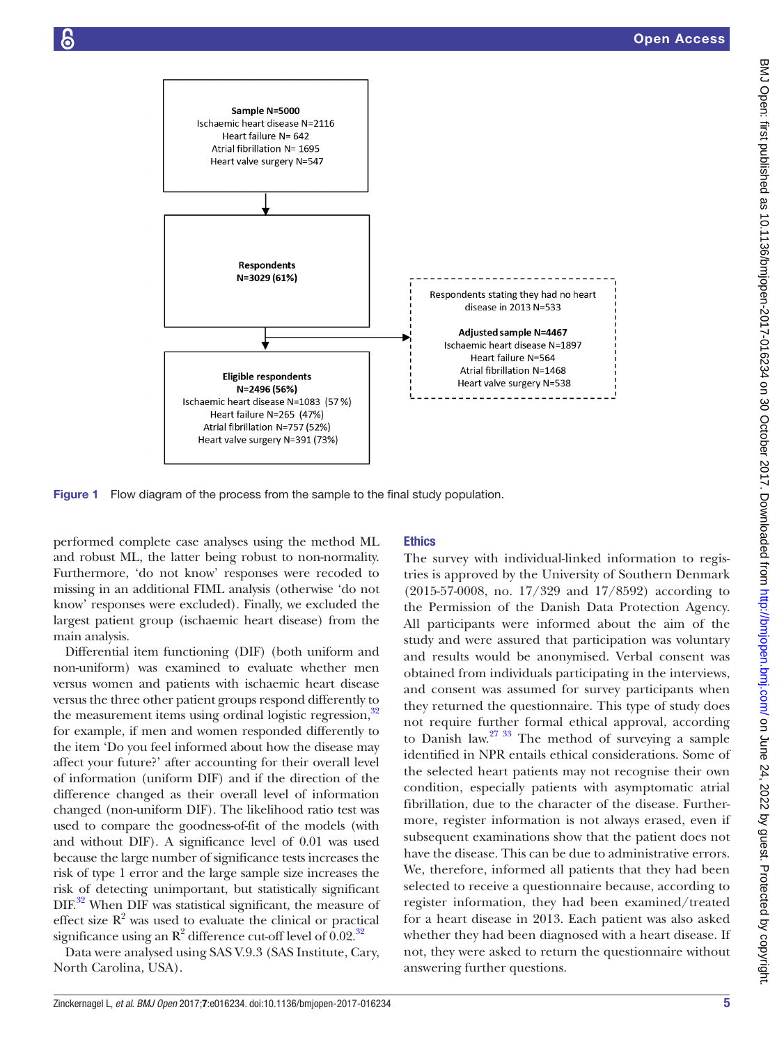Sample N=5000
Ischaemic heart disease N=2116
Heart failure N= 642
Atrial fibrillation N= 1695
Heart valve surgery N=547

Respondents
N=3029 (61%)

Respondents stating they had no heart disease in 2013 N=533

**Adjusted sample N=4467**
Ischaemic heart disease N=1897
Heart failure N=564
Atrial fibrillation N=1468
Heart valve surgery N=538

**Eligible respondents**
**N=2496 (56%)**
Ischaemic heart disease N=1083 (57 %)
Heart failure N=265 (47%)
Atrial fibrillation N=757 (52%)
Heart valve surgery N=391 (73%)

**Figure 1** Flow diagram of the process from the sample to the final study population.

performed complete case analyses using the method ML and robust ML, the latter being robust to non-normality. Furthermore, 'do not know' responses were recoded to missing in an additional FIML analysis (otherwise 'do not know' responses were excluded). Finally, we excluded the largest patient group (ischaemic heart disease) from the main analysis.

Differential item functioning (DIF) (both uniform and non-uniform) was examined to evaluate whether men versus women and patients with ischaemic heart disease versus the three other patient groups respond differently to the measurement items using ordinal logistic regression,[32] for example, if men and women responded differently to the item 'Do you feel informed about how the disease may affect your future?' after accounting for their overall level of information (uniform DIF) and if the direction of the difference changed as their overall level of information changed (non-uniform DIF). The likelihood ratio test was used to compare the goodness-of-fit of the models (with and without DIF). A significance level of 0.01 was used because the large number of significance tests increases the risk of type 1 error and the large sample size increases the risk of detecting unimportant, but statistically significant DIF.[32] When DIF was statistical significant, the measure of effect size $R^2$ was used to evaluate the clinical or practical significance using an $R^2$ difference cut-off level of 0.02.[32]

Data were analysed using SAS V.9.3 (SAS Institute, Cary, North Carolina, USA).

## Ethics

The survey with individual-linked information to registries is approved by the University of Southern Denmark (2015-57-0008, no. 17/329 and 17/8592) according to the Permission of the Danish Data Protection Agency. All participants were informed about the aim of the study and were assured that participation was voluntary and results would be anonymised. Verbal consent was obtained from individuals participating in the interviews, and consent was assumed for survey participants when they returned the questionnaire. This type of study does not require further formal ethical approval, according to Danish law.[27,33] The method of surveying a sample identified in NPR entails ethical considerations. Some of the selected heart patients may not recognise their own condition, especially patients with asymptomatic atrial fibrillation, due to the character of the disease. Furthermore, register information is not always erased, even if subsequent examinations show that the patient does not have the disease. This can be due to administrative errors. We, therefore, informed all patients that they had been selected to receive a questionnaire because, according to register information, they had been examined/treated for a heart disease in 2013. Each patient was also asked whether they had been diagnosed with a heart disease. If not, they were asked to return the questionnaire without answering further questions.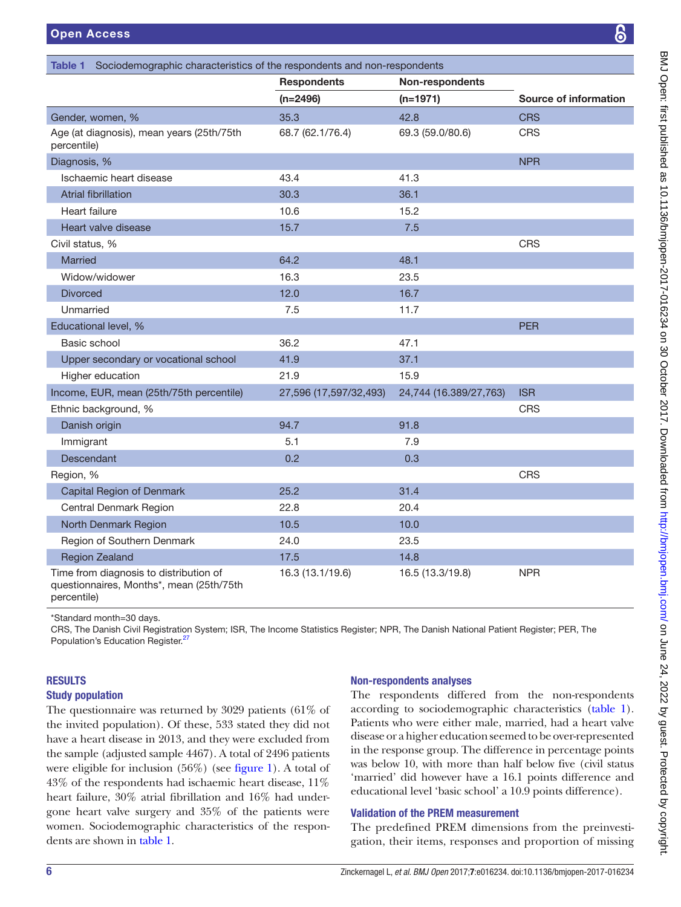**Table 1** Sociodemographic characteristics of the respondents and non-respondents

| | Respondents (n=2496) | Non-respondents (n=1971) | Source of information |
|---|---|---|---|
| Gender, women, % | 35.3 | 42.8 | CRS |
| Age (at diagnosis), mean years (25th/75th percentile) | 68.7 (62.1/76.4) | 69.3 (59.0/80.6) | CRS |
| Diagnosis, % | | | NPR |
| Ischaemic heart disease | 43.4 | 41.3 | |
| Atrial fibrillation | 30.3 | 36.1 | |
| Heart failure | 10.6 | 15.2 | |
| Heart valve disease | 15.7 | 7.5 | |
| Civil status, % | | | CRS |
| Married | 64.2 | 48.1 | |
| Widow/widower | 16.3 | 23.5 | |
| Divorced | 12.0 | 16.7 | |
| Unmarried | 7.5 | 11.7 | |
| Educational level, % | | | PER |
| Basic school | 36.2 | 47.1 | |
| Upper secondary or vocational school | 41.9 | 37.1 | |
| Higher education | 21.9 | 15.9 | |
| Income, EUR, mean (25th/75th percentile) | 27,596 (17,597/32,493) | 24,744 (16.389/27,763) | ISR |
| Ethnic background, % | | | CRS |
| Danish origin | 94.7 | 91.8 | |
| Immigrant | 5.1 | 7.9 | |
| Descendant | 0.2 | 0.3 | |
| Region, % | | | CRS |
| Capital Region of Denmark | 25.2 | 31.4 | |
| Central Denmark Region | 22.8 | 20.4 | |
| North Denmark Region | 10.5 | 10.0 | |
| Region of Southern Denmark | 24.0 | 23.5 | |
| Region Zealand | 17.5 | 14.8 | |
| Time from diagnosis to distribution of questionnaires, Months*, mean (25th/75th percentile) | 16.3 (13.1/19.6) | 16.5 (13.3/19.8) | NPR |

*Standard month=30 days.
CRS, The Danish Civil Registration System; ISR, The Income Statistics Register; NPR, The Danish National Patient Register; PER, The Population's Education Register.[27]

## RESULTS

### Study population

The questionnaire was returned by 3029 patients (61% of the invited population). Of these, 533 stated they did not have a heart disease in 2013, and they were excluded from the sample (adjusted sample 4467). A total of 2496 patients were eligible for inclusion (56%) (see figure 1). A total of 43% of the respondents had ischaemic heart disease, 11% heart failure, 30% atrial fibrillation and 16% had undergone heart valve surgery and 35% of the patients were women. Sociodemographic characteristics of the respondents are shown in table 1.

### Non-respondents analyses

The respondents differed from the non-respondents according to sociodemographic characteristics (table 1). Patients who were either male, married, had a heart valve disease or a higher education seemed to be over-represented in the response group. The difference in percentage points was below 10, with more than half below five (civil status 'married' did however have a 16.1 points difference and educational level 'basic school' a 10.9 points difference).

### Validation of the PREM measurement

The predefined PREM dimensions from the preinvestigation, their items, responses and proportion of missing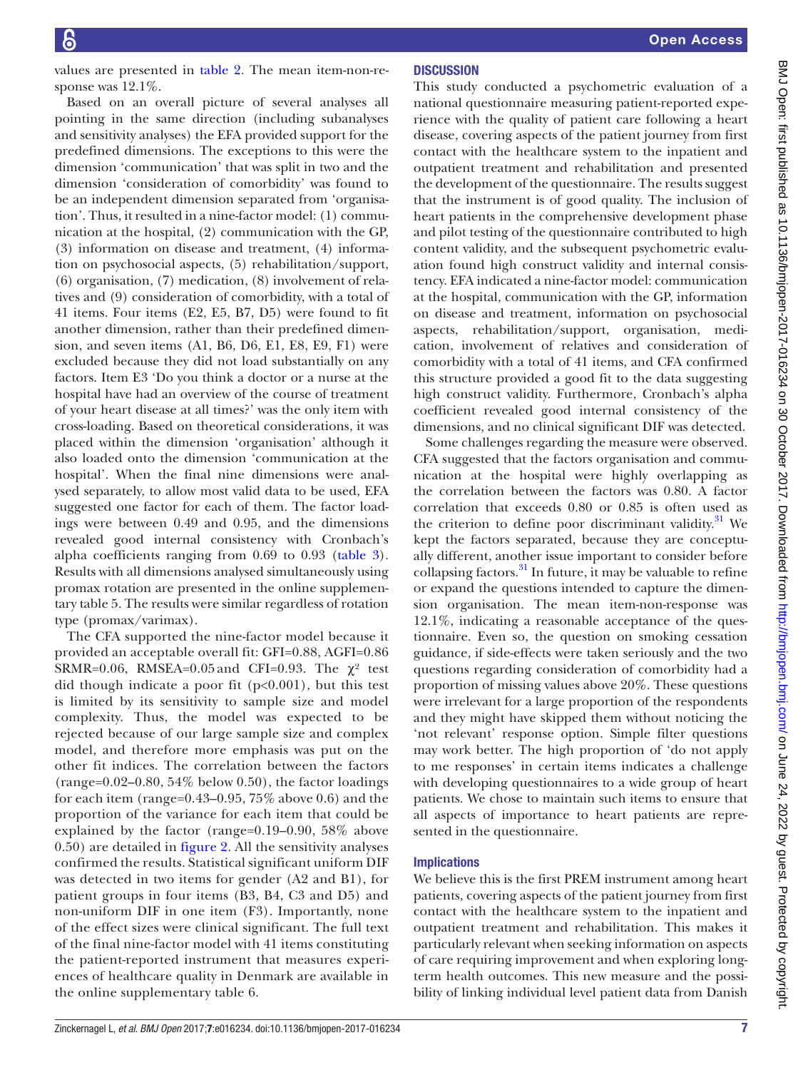values are presented in table 2. The mean item-non-response was 12.1%.

Based on an overall picture of several analyses all pointing in the same direction (including subanalyses and sensitivity analyses) the EFA provided support for the predefined dimensions. The exceptions to this were the dimension 'communication' that was split in two and the dimension 'consideration of comorbidity' was found to be an independent dimension separated from 'organisation'. Thus, it resulted in a nine-factor model: (1) communication at the hospital, (2) communication with the GP, (3) information on disease and treatment, (4) information on psychosocial aspects, (5) rehabilitation/support, (6) organisation, (7) medication, (8) involvement of relatives and (9) consideration of comorbidity, with a total of 41 items. Four items (E2, E5, B7, D5) were found to fit another dimension, rather than their predefined dimension, and seven items (A1, B6, D6, E1, E8, E9, F1) were excluded because they did not load substantially on any factors. Item E3 'Do you think a doctor or a nurse at the hospital have had an overview of the course of treatment of your heart disease at all times?' was the only item with cross-loading. Based on theoretical considerations, it was placed within the dimension 'organisation' although it also loaded onto the dimension 'communication at the hospital'. When the final nine dimensions were analysed separately, to allow most valid data to be used, EFA suggested one factor for each of them. The factor loadings were between 0.49 and 0.95, and the dimensions revealed good internal consistency with Cronbach's alpha coefficients ranging from 0.69 to 0.93 (table 3). Results with all dimensions analysed simultaneously using promax rotation are presented in the online supplementary table 5. The results were similar regardless of rotation type (promax/varimax).

The CFA supported the nine-factor model because it provided an acceptable overall fit: GFI=0.88, AGFI=0.86 SRMR=0.06, RMSEA=0.05 and CFI=0.93. The $\chi^2$ test did though indicate a poor fit ($p<0.001$), but this test is limited by its sensitivity to sample size and model complexity. Thus, the model was expected to be rejected because of our large sample size and complex model, and therefore more emphasis was put on the other fit indices. The correlation between the factors (range=0.02–0.80, 54% below 0.50), the factor loadings for each item (range=0.43–0.95, 75% above 0.6) and the proportion of the variance for each item that could be explained by the factor (range=0.19–0.90, 58% above 0.50) are detailed in figure 2. All the sensitivity analyses confirmed the results. Statistical significant uniform DIF was detected in two items for gender (A2 and B1), for patient groups in four items (B3, B4, C3 and D5) and non-uniform DIF in one item (F3). Importantly, none of the effect sizes were clinical significant. The full text of the final nine-factor model with 41 items constituting the patient-reported instrument that measures experiences of healthcare quality in Denmark are available in the online supplementary table 6.

## Discussion

This study conducted a psychometric evaluation of a national questionnaire measuring patient-reported experience with the quality of patient care following a heart disease, covering aspects of the patient journey from first contact with the healthcare system to the inpatient and outpatient treatment and rehabilitation and presented the development of the questionnaire. The results suggest that the instrument is of good quality. The inclusion of heart patients in the comprehensive development phase and pilot testing of the questionnaire contributed to high content validity, and the subsequent psychometric evaluation found high construct validity and internal consistency. EFA indicated a nine-factor model: communication at the hospital, communication with the GP, information on disease and treatment, information on psychosocial aspects, rehabilitation/support, organisation, medication, involvement of relatives and consideration of comorbidity with a total of 41 items, and CFA confirmed this structure provided a good fit to the data suggesting high construct validity. Furthermore, Cronbach's alpha coefficient revealed good internal consistency of the dimensions, and no clinical significant DIF was detected.

Some challenges regarding the measure were observed. CFA suggested that the factors organisation and communication at the hospital were highly overlapping as the correlation between the factors was 0.80. A factor correlation that exceeds 0.80 or 0.85 is often used as the criterion to define poor discriminant validity.[31] We kept the factors separated, because they are conceptually different, another issue important to consider before collapsing factors.[31] In future, it may be valuable to refine or expand the questions intended to capture the dimension organisation. The mean item-non-response was 12.1%, indicating a reasonable acceptance of the questionnaire. Even so, the question on smoking cessation guidance, if side-effects were taken seriously and the two questions regarding consideration of comorbidity had a proportion of missing values above 20%. These questions were irrelevant for a large proportion of the respondents and they might have skipped them without noticing the 'not relevant' response option. Simple filter questions may work better. The high proportion of 'do not apply to me responses' in certain items indicates a challenge with developing questionnaires to a wide group of heart patients. We chose to maintain such items to ensure that all aspects of importance to heart patients are represented in the questionnaire.

### Implications

We believe this is the first PREM instrument among heart patients, covering aspects of the patient journey from first contact with the healthcare system to the inpatient and outpatient treatment and rehabilitation. This makes it particularly relevant when seeking information on aspects of care requiring improvement and when exploring long-term health outcomes. This new measure and the possibility of linking individual level patient data from Danish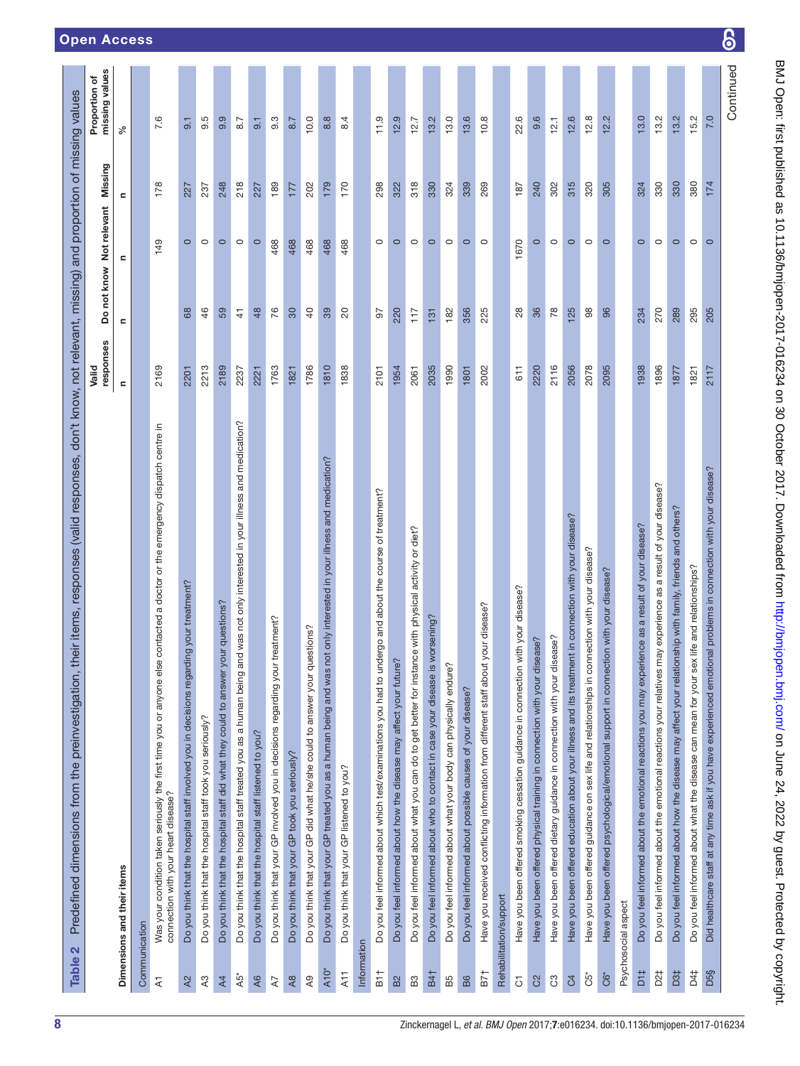**Table 2** Predefined dimensions from the preinvestigation, their items, responses (valid responses, don't know, not relevant, missing) and proportion of missing values

| Dimensions and their items | | Valid responses | Do not know | Not relevant | Missing | Proportion of missing values |
|---|---|---|---|---|---|---|
| | | n | n | n | n | % |
| Communication | | | | | | |
| A1 | Was your condition taken seriously the first time you or anyone else contacted a doctor or the emergency dispatch centre in connection with your heart disease? | 2169 | | 149 | 178 | 7.6 |
| A2 | Do you think that the hospital staff involved you in decisions regarding your treatment? | 2201 | 68 | 0 | 227 | 9.1 |
| A3 | Do you think that the hospital staff took you seriously? | 2213 | 46 | 0 | 237 | 9.5 |
| A4 | Do you think that the hospital staff did what they could to answer your questions? | 2189 | 59 | 0 | 248 | 9.9 |
| A5* | Do you think that the hospital staff treated you as a human being and was not only interested in your illness and medication? | 2237 | 41 | 0 | 218 | 8.7 |
| A6 | Do you think that the hospital staff listened to you? | 2221 | 48 | 0 | 227 | 9.1 |
| A7 | Do you think that your GP involved you in decisions regarding your treatment? | 1763 | 76 | 468 | 189 | 9.3 |
| A8 | Do you think that your GP took you seriously? | 1821 | 30 | 468 | 177 | 8.7 |
| A9 | Do you think that your GP did what he/she could to answer your questions? | 1786 | 40 | 468 | 202 | 10.0 |
| A10* | Do you think that your GP treated you as a human being and was not only interested in your illness and medication? | 1810 | 39 | 468 | 179 | 8.8 |
| A11 | Do you think that your GP listened to you? | 1838 | 20 | 468 | 170 | 8.4 |
| Information | | | | | | |
| B1† | Do you feel informed about which test/examinations you had to undergo and about the course of treatment? | 2101 | 97 | 0 | 298 | 11.9 |
| B2 | Do you feel informed about how the disease may affect your future? | 1954 | 220 | 0 | 322 | 12.9 |
| B3 | Do you feel informed about what you can do to get better for instance with physical activity or diet? | 2061 | 117 | 0 | 318 | 12.7 |
| B4† | Do you feel informed about who to contact in case your disease is worsening? | 2035 | 131 | 0 | 330 | 13.2 |
| B5 | Do you feel informed about what your body can physically endure? | 1990 | 182 | 0 | 324 | 13.0 |
| B6 | Do you feel informed about possible causes of your disease? | 1801 | 356 | 0 | 339 | 13.6 |
| B7† | Have you received conflicting information from different staff about your disease? | 2002 | 225 | 0 | 269 | 10.8 |
| Rehabilitation/support | | | | | | |
| C1 | Have you been offered smoking cessation guidance in connection with your disease? | 611 | 28 | 1670 | 187 | 22.6 |
| C2 | Have you been offered physical training in connection with your disease? | 2220 | 36 | 0 | 240 | 9.6 |
| C3 | Have you been offered dietary guidance in connection with your disease? | 2116 | 78 | 0 | 302 | 12.1 |
| C4 | Have you been offered education about your illness and its treatment in connection with your disease? | 2056 | 125 | 0 | 315 | 12.6 |
| C5* | Have you been offered guidance on sex life and relationships in connection with your disease? | 2078 | 98 | 0 | 320 | 12.8 |
| C6* | Have you been offered psychological/emotional support in connection with your disease? | 2095 | 96 | 0 | 305 | 12.2 |
| Psychosocial aspect | | | | | | |
| D1‡ | Do you feel informed about the emotional reactions you may experience as a result of your disease? | 1938 | 234 | 0 | 324 | 13.0 |
| D2‡ | Do you feel informed about the emotional reactions your relatives may experience as a result of your disease? | 1896 | 270 | 0 | 330 | 13.2 |
| D3‡ | Do you feel informed about how the disease may affect your relationship with family, friends and others? | 1877 | 289 | 0 | 330 | 13.2 |
| D4‡ | Do you feel informed about what the disease can mean for your sex life and relationships? | 1821 | 295 | 0 | 380 | 15.2 |
| D5§ | Did healthcare staff at any time ask if you have experienced emotional problems in connection with your disease? | 2117 | 205 | 0 | 174 | 7.0 |

Continued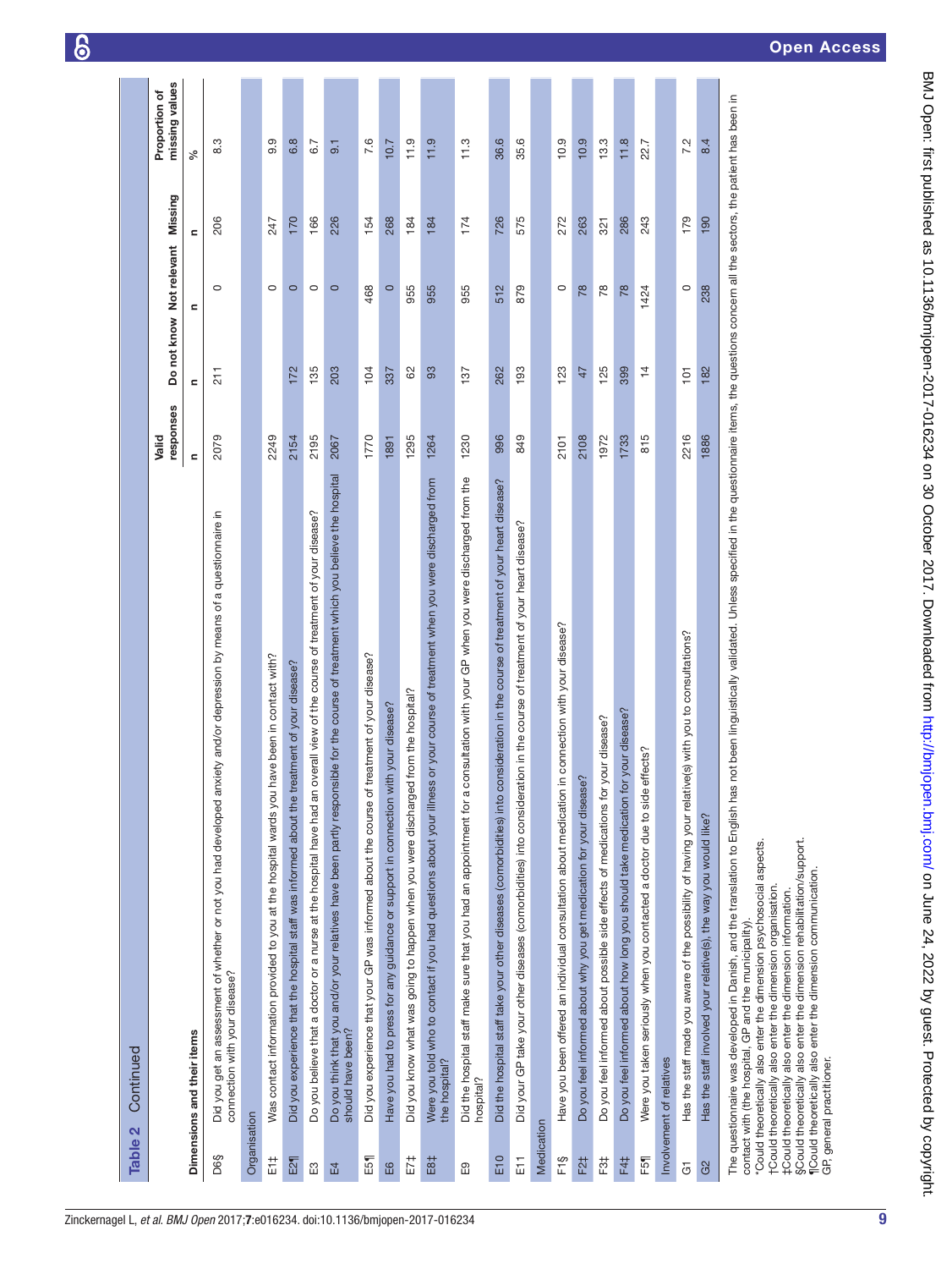**Table 2** Continued

| Dimensions and their items | | Valid responses | Do not know | Not relevant | Missing | Proportion of missing values |
|---|---|---|---|---|---|---|
| | | n | n | n | n | % |
| D6§ | Did you get an assessment of whether or not you had developed anxiety and/or depression by means of a questionnaire in connection with your disease? | 2079 | 211 | 0 | 206 | 8.3 |
| Organisation | | | | | | |
| E1‡ | Was contact information provided to you at the hospital wards you have been in contact with? | 2249 | | 0 | 247 | 9.9 |
| E2¶ | Did you experience that the hospital staff was informed about the treatment of your disease? | 2154 | 172 | 0 | 170 | 6.8 |
| E3 | Do you believe that a doctor or a nurse at the hospital have had an overall view of the course of treatment of your disease? | 2195 | 135 | 0 | 166 | 6.7 |
| E4 | Do you think that you and/or your relatives have been partly responsible for the course of treatment which you believe the hospital should have been? | 2067 | 203 | 0 | 226 | 9.1 |
| E5¶ | Did you experience that your GP was informed about the course of treatment of your disease? | 1770 | 104 | 468 | 154 | 7.6 |
| E6 | Have you had to press for any guidance or support in connection with your disease? | 1891 | 337 | 0 | 268 | 10.7 |
| E7‡ | Did you know what was going to happen when you were discharged from the hospital? | 1295 | 62 | 955 | 184 | 11.9 |
| E8‡ | Were you told who to contact if you had questions about your illness or your course of treatment when you were discharged from the hospital? | 1264 | 93 | 955 | 184 | 11.9 |
| E9 | Did the hospital staff make sure that you had an appointment for a consultation with your GP when you were discharged from the hospital? | 1230 | 137 | 955 | 174 | 11.3 |
| E10 | Did the hospital staff take your other diseases (comorbidities) into consideration in the course of treatment of your heart disease? | 996 | 262 | 512 | 726 | 36.6 |
| E11 | Did your GP take your other diseases (comorbidities) into consideration in the course of treatment of your heart disease? | 849 | 193 | 879 | 575 | 35.6 |
| Medication | | | | | | |
| F1§ | Have you been offered an individual consultation about medication in connection with your disease? | 2101 | 123 | 0 | 272 | 10.9 |
| F2‡ | Do you feel informed about why you get medication for your disease? | 2108 | 47 | 78 | 263 | 10.9 |
| F3‡ | Do you feel informed about possible side effects of medications for your disease? | 1972 | 125 | 78 | 321 | 13.3 |
| F4‡ | Do you feel informed about how long you should take medication for your disease? | 1733 | 399 | 78 | 286 | 11.8 |
| F5¶ | Were you taken seriously when you contacted a doctor due to side effects? | 815 | 14 | 1424 | 243 | 22.7 |
| Involvement of relatives | | | | | | |
| G1 | Has the staff made you aware of the possibility of having your relative(s) with you to consultations? | 2216 | 101 | 0 | 179 | 7.2 |
| G2 | Has the staff involved your relative(s), the way you would like? | 1886 | 182 | 238 | 190 | 8.4 |

The questionnaire was developed in Danish, and the translation to English has not been linguistically validated. Unless specified in the questionnaire items, the questions concern all the sectors, the patient has been in contact with (the hospital, GP and the municipality).
*Could theoretically also enter the dimension psychosocial aspects.
†Could theoretically also enter the dimension organisation.
‡Could theoretically also enter the dimension information.
§Could theoretically also enter the dimension rehabilitation/support.
¶Could theoretically also enter the dimension communication.
GP, general practitioner.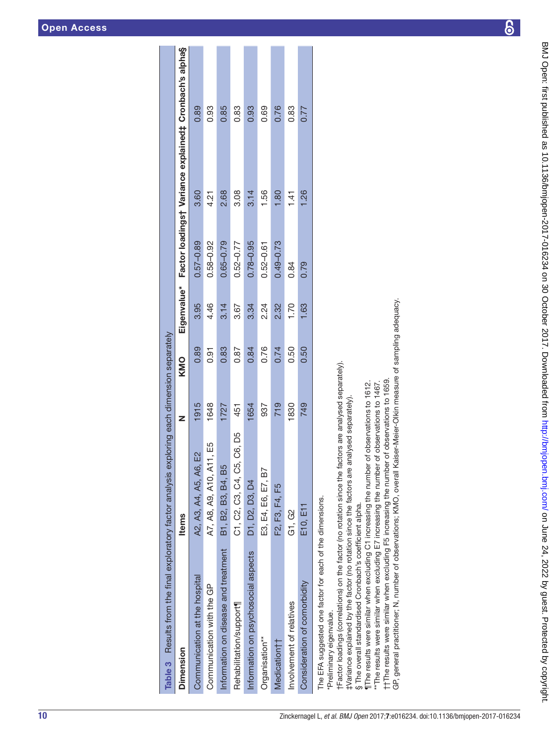**Table 3** Results from the final exploratory factor analysis exploring each dimension separately

| Dimension | Items | N | KMO | Eigenvalue* | Factor loadings† | Variance explained‡ | Cronbach's alpha§ |
|---|---|---|---|---|---|---|---|
| Communication at the hospital | A2, A3, A4, A5, A6, E2 | 1915 | 0.89 | 3.95 | 0.57–0.89 | 3.60 | 0.89 |
| Communication with the GP | A7, A8, A9, A10, A11, E5 | 1648 | 0.91 | 4.46 | 0.58–0.92 | 4.21 | 0.93 |
| Information on disease and treatment | B1, B2, B3, B4, B5 | 1727 | 0.83 | 3.14 | 0.65–0.79 | 2.68 | 0.85 |
| Rehabilitation/support¶ | C1, C2, C3, C4, C5, C6, D5 | 451 | 0.87 | 3.67 | 0.52–0.77 | 3.08 | 0.83 |
| Information on psychosocial aspects | D1, D2, D3, D4 | 1654 | 0.84 | 3.34 | 0.78–0.95 | 3.14 | 0.93 |
| Organisation** | E3, E4, E6, E7, B7 | 937 | 0.76 | 2.24 | 0.52–0.61 | 1.56 | 0.69 |
| Medication†† | F2, F3, F4, F5 | 719 | 0.74 | 2.32 | 0.49–0.73 | 1.80 | 0.76 |
| Involvement of relatives | G1, G2 | 1830 | 0.50 | 1.70 | 0.84 | 1.41 | 0.83 |
| Consideration of comorbidity | E10, E11 | 749 | 0.50 | 1.63 | 0.79 | 1.26 | 0.77 |

The EFA suggested one factor for each of the dimensions.
*Preliminary eigenvalue.
†Factor loadings (correlations) on the factor (no rotation since the factors are analysed separately).
‡Variance explained by the factor (no rotation since the factors are analysed separately).
§ The overall standardised Cronbach's coefficient alpha.
¶The results were similar when excluding C1 increasing the number of observations to 1612.
**The results were similar when excluding E7 increasing the number of observations to 1467.
††The results were similar when excluding F5 increasing the number of observations to 1659.
GP, general practitioner; N, number of observations; KMO, overall Kaiser-Meier-Olkin measure of sampling adequacy.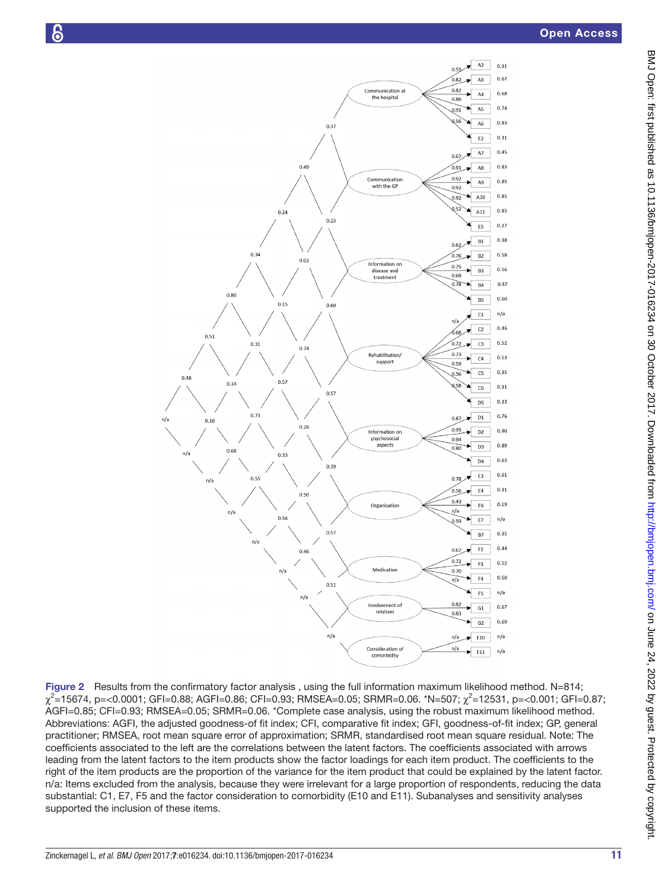**Figure 2** Results from the confirmatory factor analysis , using the full information maximum likelihood method. N=814; $\chi^2$=15674, p=<0.0001; GFI=0.88; AGFI=0.86; CFI=0.93; RMSEA=0.05; SRMR=0.06. *N=507; $\chi^2$=12531, p=<0.001; GFI=0.87; AGFI=0.85; CFI=0.93; RMSEA=0.05; SRMR=0.06. *Complete case analysis, using the robust maximum likelihood method. Abbreviations: AGFI, the adjusted goodness-of fit index; CFI, comparative fit index; GFI, goodness-of-fit index; GP, general practitioner; RMSEA, root mean square error of approximation; SRMR, standardised root mean square residual. Note: The coefficients associated to the left are the correlations between the latent factors. The coefficients associated with arrows leading from the latent factors to the item products show the factor loadings for each item product. The coefficients to the right of the item products are the proportion of the variance for the item product that could be explained by the latent factor. n/a: Items excluded from the analysis, because they were irrelevant for a large proportion of respondents, reducing the data substantial: C1, E7, F5 and the factor consideration to comorbidity (E10 and E11). Subanalyses and sensitivity analyses supported the inclusion of these items.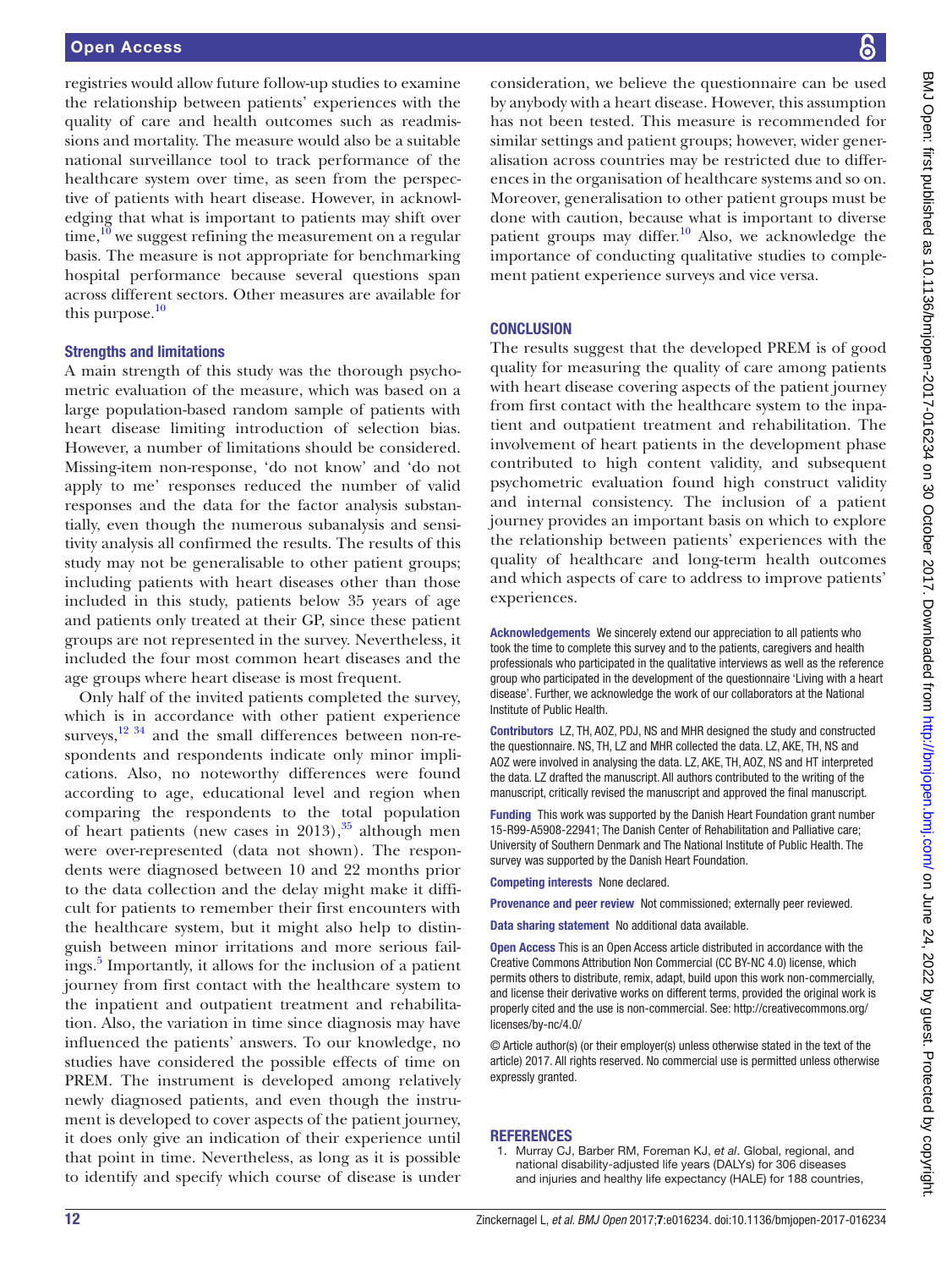registries would allow future follow-up studies to examine the relationship between patients' experiences with the quality of care and health outcomes such as readmissions and mortality. The measure would also be a suitable national surveillance tool to track performance of the healthcare system over time, as seen from the perspective of patients with heart disease. However, in acknowledging that what is important to patients may shift over time,[10] we suggest refining the measurement on a regular basis. The measure is not appropriate for benchmarking hospital performance because several questions span across different sectors. Other measures are available for this purpose.[10]

### Strengths and limitations

A main strength of this study was the thorough psychometric evaluation of the measure, which was based on a large population-based random sample of patients with heart disease limiting introduction of selection bias. However, a number of limitations should be considered. Missing-item non-response, 'do not know' and 'do not apply to me' responses reduced the number of valid responses and the data for the factor analysis substantially, even though the numerous subanalysis and sensitivity analysis all confirmed the results. The results of this study may not be generalisable to other patient groups; including patients with heart diseases other than those included in this study, patients below 35 years of age and patients only treated at their GP, since these patient groups are not represented in the survey. Nevertheless, it included the four most common heart diseases and the age groups where heart disease is most frequent.

Only half of the invited patients completed the survey, which is in accordance with other patient experience surveys,[12 34] and the small differences between non-respondents and respondents indicate only minor implications. Also, no noteworthy differences were found according to age, educational level and region when comparing the respondents to the total population of heart patients (new cases in 2013),[35] although men were over-represented (data not shown). The respondents were diagnosed between 10 and 22 months prior to the data collection and the delay might make it difficult for patients to remember their first encounters with the healthcare system, but it might also help to distinguish between minor irritations and more serious failings.[5] Importantly, it allows for the inclusion of a patient journey from first contact with the healthcare system to the inpatient and outpatient treatment and rehabilitation. Also, the variation in time since diagnosis may have influenced the patients' answers. To our knowledge, no studies have considered the possible effects of time on PREM. The instrument is developed among relatively newly diagnosed patients, and even though the instrument is developed to cover aspects of the patient journey, it does only give an indication of their experience until that point in time. Nevertheless, as long as it is possible to identify and specify which course of disease is under consideration, we believe the questionnaire can be used by anybody with a heart disease. However, this assumption has not been tested. This measure is recommended for similar settings and patient groups; however, wider generalisation across countries may be restricted due to differences in the organisation of healthcare systems and so on. Moreover, generalisation to other patient groups must be done with caution, because what is important to diverse patient groups may differ.[10] Also, we acknowledge the importance of conducting qualitative studies to complement patient experience surveys and vice versa.

## CONCLUSION

The results suggest that the developed PREM is of good quality for measuring the quality of care among patients with heart disease covering aspects of the patient journey from first contact with the healthcare system to the inpatient and outpatient treatment and rehabilitation. The involvement of heart patients in the development phase contributed to high content validity, and subsequent psychometric evaluation found high construct validity and internal consistency. The inclusion of a patient journey provides an important basis on which to explore the relationship between patients' experiences with the quality of healthcare and long-term health outcomes and which aspects of care to address to improve patients' experiences.

**Acknowledgements** We sincerely extend our appreciation to all patients who took the time to complete this survey and to the patients, caregivers and health professionals who participated in the qualitative interviews as well as the reference group who participated in the development of the questionnaire 'Living with a heart disease'. Further, we acknowledge the work of our collaborators at the National Institute of Public Health.

**Contributors** LZ, TH, AOZ, PDJ, NS and MHR designed the study and constructed the questionnaire. NS, TH, LZ and MHR collected the data. LZ, AKE, TH, NS and AOZ were involved in analysing the data. LZ, AKE, TH, AOZ, NS and HT interpreted the data. LZ drafted the manuscript. All authors contributed to the writing of the manuscript, critically revised the manuscript and approved the final manuscript.

**Funding** This work was supported by the Danish Heart Foundation grant number 15-R99-A5908-22941; The Danish Center of Rehabilitation and Palliative care; University of Southern Denmark and The National Institute of Public Health. The survey was supported by the Danish Heart Foundation.

**Competing interests** None declared.

**Provenance and peer review** Not commissioned; externally peer reviewed.

**Data sharing statement** No additional data available.

**Open Access** This is an Open Access article distributed in accordance with the Creative Commons Attribution Non Commercial (CC BY-NC 4.0) license, which permits others to distribute, remix, adapt, build upon this work non-commercially, and license their derivative works on different terms, provided the original work is properly cited and the use is non-commercial. See: http://creativecommons.org/licenses/by-nc/4.0/

© Article author(s) (or their employer(s) unless otherwise stated in the text of the article) 2017. All rights reserved. No commercial use is permitted unless otherwise expressly granted.

## REFERENCES

1. Murray CJ, Barber RM, Foreman KJ, *et al*. Global, regional, and national disability-adjusted life years (DALYs) for 306 diseases and injuries and healthy life expectancy (HALE) for 188 countries,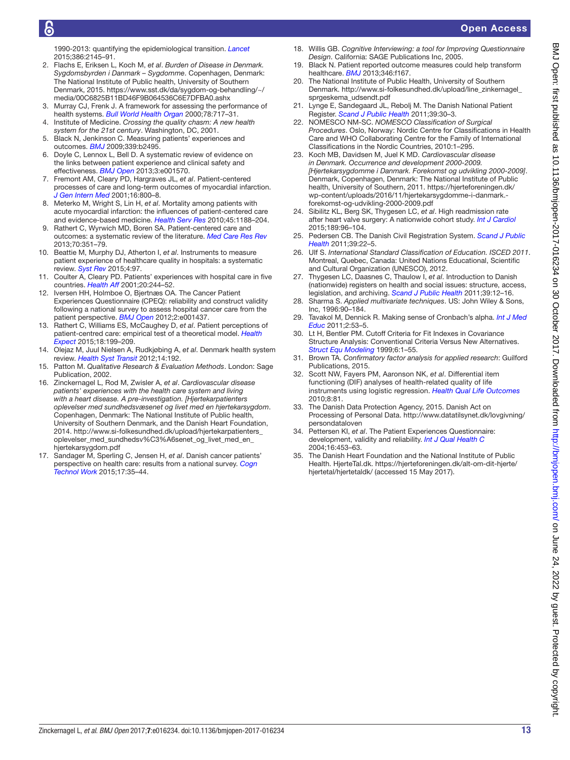1990-2013: quantifying the epidemiological transition. *Lancet* 2015;386:2145–91.

2. Flachs E, Eriksen L, Koch M, *et al*. *Burden of Disease in Denmark. Sygdomsbyrden i Danmark – Sygdomme*. Copenhagen, Denmark: The National Institute of Public health, University of Southern Denmark, 2015. https://www.sst.dk/da/sygdom-og-behandling/~/media/00C6825B11BD46F9B064536C6E7DFBA0.ashx
3. Murray CJ, Frenk J. A framework for assessing the performance of health systems. *Bull World Health Organ* 2000;78:717–31.
4. Institute of Medicine. *Crossing the quality chasm: A new health system for the 21st century*. Washington, DC, 2001.
5. Black N, Jenkinson C. Measuring patients' experiences and outcomes. *BMJ* 2009;339:b2495.
6. Doyle C, Lennox L, Bell D. A systematic review of evidence on the links between patient experience and clinical safety and effectiveness. *BMJ Open* 2013;3:e001570.
7. Fremont AM, Cleary PD, Hargraves JL, *et al*. Patient-centered processes of care and long-term outcomes of myocardial infarction. *J Gen Intern Med* 2001;16:800–8.
8. Meterko M, Wright S, Lin H, *et al*. Mortality among patients with acute myocardial infarction: the influences of patient-centered care and evidence-based medicine. *Health Serv Res* 2010;45:1188–204.
9. Rathert C, Wyrwich MD, Boren SA. Patient-centered care and outcomes: a systematic review of the literature. *Med Care Res Rev* 2013;70:351–79.
10. Beattie M, Murphy DJ, Atherton I, *et al*. Instruments to measure patient experience of healthcare quality in hospitals: a systematic review. *Syst Rev* 2015;4:97.
11. Coulter A, Cleary PD. Patients' experiences with hospital care in five countries. *Health Aff* 2001;20:244–52.
12. Iversen HH, Holmboe O, Bjertnæs OA. The Cancer Patient Experiences Questionnaire (CPEQ): reliability and construct validity following a national survey to assess hospital cancer care from the patient perspective. *BMJ Open* 2012;2:e001437.
13. Rathert C, Williams ES, McCaughey D, *et al*. Patient perceptions of patient-centred care: empirical test of a theoretical model. *Health Expect* 2015;18:199–209.
14. Olejaz M, Juul Nielsen A, Rudkjøbing A, *et al*. Denmark health system review. *Health Syst Transit* 2012;14:192.
15. Patton M. *Qualitative Research & Evaluation Methods*. London: Sage Publication, 2002.
16. Zinckernagel L, Rod M, Zwisler A, *et al*. *Cardiovascular disease patients' experiences with the health care system and living with a heart disease. A pre-investigation. [Hjertekarpatienters oplevelser med sundhedsvæsenet og livet med en hjertekarsygdom*. Copenhagen, Denmark: The National Institute of Public health, University of Southern Denmark, and the Danish Heart Foundation, 2014. http://www.si-folkesundhed.dk/upload/hjertekarpatienters_oplevelser_med_sundhedsv%C3%A6senet_og_livet_med_en_hjertekarsygdom.pdf
17. Sandager M, Sperling C, Jensen H, *et al*. Danish cancer patients' perspective on health care: results from a national survey. *Cogn Technol Work* 2015;17:35–44.
18. Willis GB. *Cognitive Interviewing: a tool for Improving Questionnaire Design*. California: SAGE Publications Inc, 2005.
19. Black N. Patient reported outcome measures could help transform healthcare. *BMJ* 2013;346:f167.
20. The National Institute of Public Health, University of Southern Denmark. http://www.si-folkesundhed.dk/upload/line_zinkernagel_sprgeskema_udsendt.pdf
21. Lynge E, Sandegaard JL, Rebolj M. The Danish National Patient Register. *Scand J Public Health* 2011;39:30–3.
22. NOMESCO NM-SC. *NOMESCO Classification of Surgical Procedures*. Oslo, Norway: Nordic Centre for Classifications in Health Care and WHO Collaborating Centre for the Family of International Classifications in the Nordic Countries, 2010:1–295.
23. Koch MB, Davidsen M, Juel K MD. *Cardiovascular disease in Denmark. Occurrence and development 2000-2009. [Hjertekarsygdomme i Danmark. Forekomst og udvikling 2000-2009]*. Denmark, Copenhagen, Denmark: The National Institute of Public health, University of Southern, 2011. https://hjerteforeningen.dk/wp-content/uploads/2016/11/hjertekarsygdomme-i-danmark.-forekomst-og-udvikling-2000-2009.pdf
24. Sibilitz KL, Berg SK, Thygesen LC, *et al*. High readmission rate after heart valve surgery: A nationwide cohort study. *Int J Cardiol* 2015;189:96–104.
25. Pedersen CB. The Danish Civil Registration System. *Scand J Public Health* 2011;39:22–5.
26. Ulf S. *International Standard Classification of Education. ISCED 2011*. Montreal, Quebec, Canada: United Nations Educational, Scientific and Cultural Organization (UNESCO), 2012.
27. Thygesen LC, Daasnes C, Thaulow I, *et al*. Introduction to Danish (nationwide) registers on health and social issues: structure, access, legislation, and archiving. *Scand J Public Health* 2011;39:12–16.
28. Sharma S. *Applied multivariate techniques*. US: John Wiley & Sons, Inc, 1996:90–184.
29. Tavakol M, Dennick R. Making sense of Cronbach's alpha. *Int J Med Educ* 2011;2:53–5.
30. Lt H, Bentler PM. Cutoff Criteria for Fit Indexes in Covariance Structure Analysis: Conventional Criteria Versus New Alternatives. *Struct Equ Modeling* 1999;6:1–55.
31. Brown TA. *Confirmatory factor analysis for applied research*: Guilford Publications, 2015.
32. Scott NW, Fayers PM, Aaronson NK, *et al*. Differential item functioning (DIF) analyses of health-related quality of life instruments using logistic regression. *Health Qual Life Outcomes* 2010;8:81.
33. The Danish Data Protection Agency, 2015. Danish Act on Processing of Personal Data. http://www.datatilsynet.dk/lovgivning/persondataloven
34. Pettersen KI, *et al*. The Patient Experiences Questionnaire: development, validity and reliability. *Int J Qual Health C* 2004;16:453–63.
35. The Danish Heart Foundation and the National Institute of Public Health. HjerteTal.dk. https://hjerteforeningen.dk/alt-om-dit-hjerte/hjertetal/hjertetaldk/ (accessed 15 May 2017).